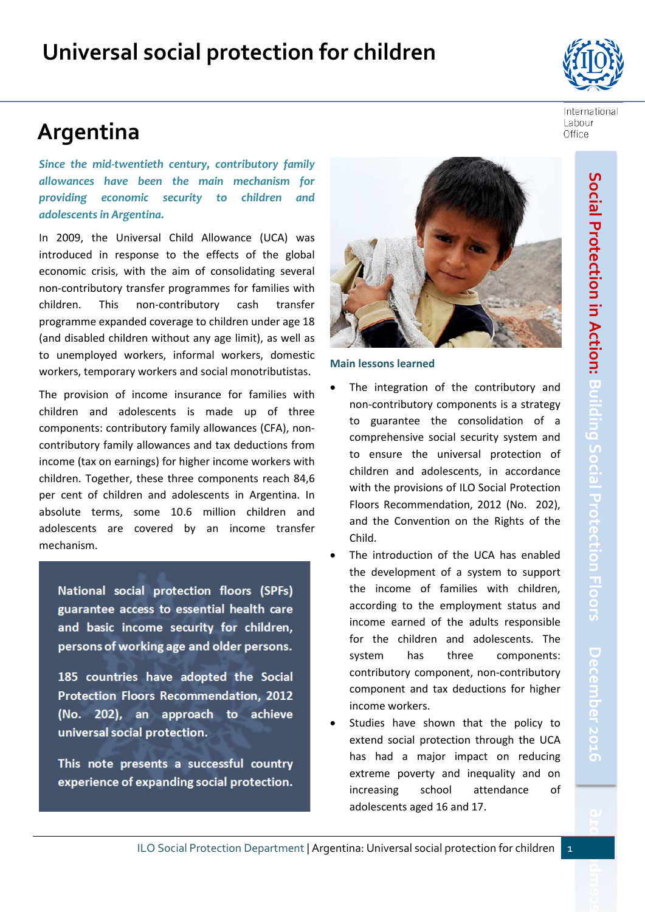# Universal social protection for children

International Labour Office

## Argentina

***Since the mid-twentieth century, contributory family allowances have been the main mechanism for providing economic security to children and adolescents in Argentina.***

In 2009, the Universal Child Allowance (UCA) was introduced in response to the effects of the global economic crisis, with the aim of consolidating several non-contributory transfer programmes for families with children. This non-contributory cash transfer programme expanded coverage to children under age 18 (and disabled children without any age limit), as well as to unemployed workers, informal workers, domestic workers, temporary workers and social monotributistas.

The provision of income insurance for families with children and adolescents is made up of three components: contributory family allowances (CFA), non-contributory family allowances and tax deductions from income (tax on earnings) for higher income workers with children. Together, these three components reach 84,6 per cent of children and adolescents in Argentina. In absolute terms, some 10.6 million children and adolescents are covered by an income transfer mechanism.

**National social protection floors (SPFs) guarantee access to essential health care and basic income security for children, persons of working age and older persons.**

**185 countries have adopted the Social Protection Floors Recommendation, 2012 (No. 202), an approach to achieve universal social protection.**

**This note presents a successful country experience of expanding social protection.**

### Main lessons learned

- The integration of the contributory and non-contributory components is a strategy to guarantee the consolidation of a comprehensive social security system and to ensure the universal protection of children and adolescents, in accordance with the provisions of ILO Social Protection Floors Recommendation, 2012 (No. 202), and the Convention on the Rights of the Child.
- The introduction of the UCA has enabled the development of a system to support the income of families with children, according to the employment status and income earned of the adults responsible for the children and adolescents. The system has three components: contributory component, non-contributory component and tax deductions for higher income workers.
- Studies have shown that the policy to extend social protection through the UCA has had a major impact on reducing extreme poverty and inequality and on increasing school attendance of adolescents aged 16 and 17.

**Social Protection in Action:** Building Social Protection Floors | December 2016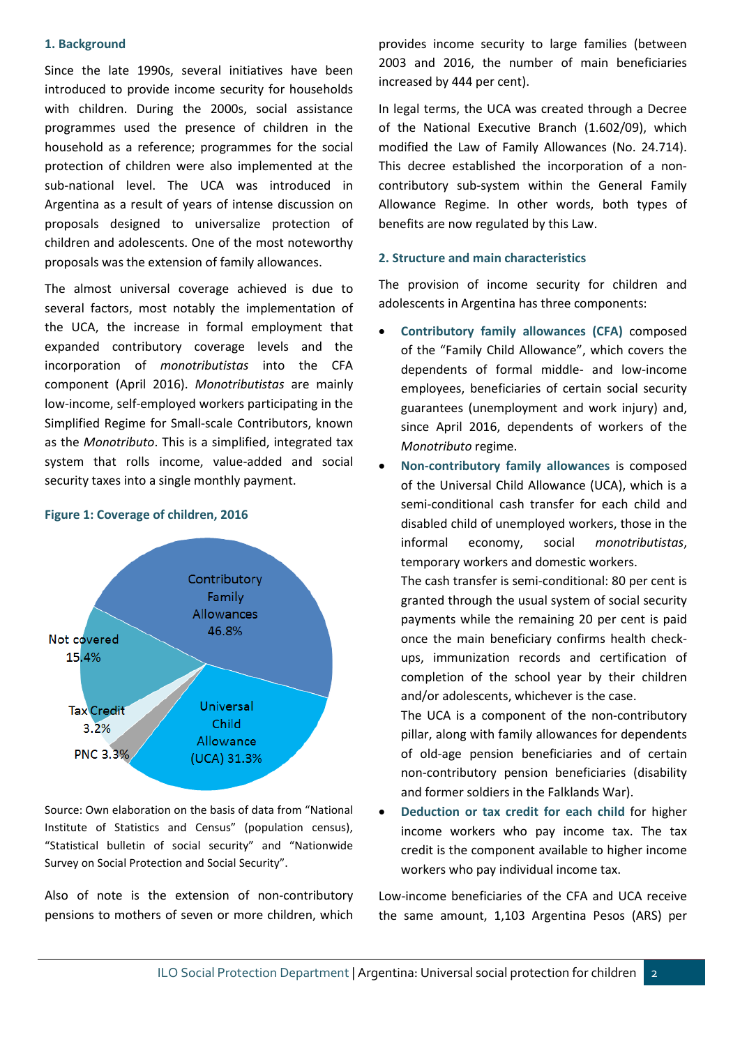## 1. Background

Since the late 1990s, several initiatives have been introduced to provide income security for households with children. During the 2000s, social assistance programmes used the presence of children in the household as a reference; programmes for the social protection of children were also implemented at the sub-national level. The UCA was introduced in Argentina as a result of years of intense discussion on proposals designed to universalize protection of children and adolescents. One of the most noteworthy proposals was the extension of family allowances.

The almost universal coverage achieved is due to several factors, most notably the implementation of the UCA, the increase in formal employment that expanded contributory coverage levels and the incorporation of *monotributistas* into the CFA component (April 2016). *Monotributistas* are mainly low-income, self-employed workers participating in the Simplified Regime for Small-scale Contributors, known as the *Monotributo*. This is a simplified, integrated tax system that rolls income, value-added and social security taxes into a single monthly payment.

**Figure 1: Coverage of children, 2016**

| Category | Share |
|---|---|
| Contributory Family Allowances | 46.8% |
| Universal Child Allowance (UCA) | 31.3% |
| PNC | 3.3% |
| Tax Credit | 3.2% |
| Not covered | 15.4% |

Source: Own elaboration on the basis of data from "National Institute of Statistics and Census" (population census), "Statistical bulletin of social security" and "Nationwide Survey on Social Protection and Social Security".

Also of note is the extension of non-contributory pensions to mothers of seven or more children, which provides income security to large families (between 2003 and 2016, the number of main beneficiaries increased by 444 per cent).

In legal terms, the UCA was created through a Decree of the National Executive Branch (1.602/09), which modified the Law of Family Allowances (No. 24.714). This decree established the incorporation of a non-contributory sub-system within the General Family Allowance Regime. In other words, both types of benefits are now regulated by this Law.

## 2. Structure and main characteristics

The provision of income security for children and adolescents in Argentina has three components:

- **Contributory family allowances (CFA)** composed of the "Family Child Allowance", which covers the dependents of formal middle- and low-income employees, beneficiaries of certain social security guarantees (unemployment and work injury) and, since April 2016, dependents of workers of the *Monotributo* regime.
- **Non-contributory family allowances** is composed of the Universal Child Allowance (UCA), which is a semi-conditional cash transfer for each child and disabled child of unemployed workers, those in the informal economy, social *monotributistas*, temporary workers and domestic workers.
  The cash transfer is semi-conditional: 80 per cent is granted through the usual system of social security payments while the remaining 20 per cent is paid once the main beneficiary confirms health check-ups, immunization records and certification of completion of the school year by their children and/or adolescents, whichever is the case.
  The UCA is a component of the non-contributory pillar, along with family allowances for dependents of old-age pension beneficiaries and of certain non-contributory pension beneficiaries (disability and former soldiers in the Falklands War).
- **Deduction or tax credit for each child** for higher income workers who pay income tax. The tax credit is the component available to higher income workers who pay individual income tax.

Low-income beneficiaries of the CFA and UCA receive the same amount, 1,103 Argentina Pesos (ARS) per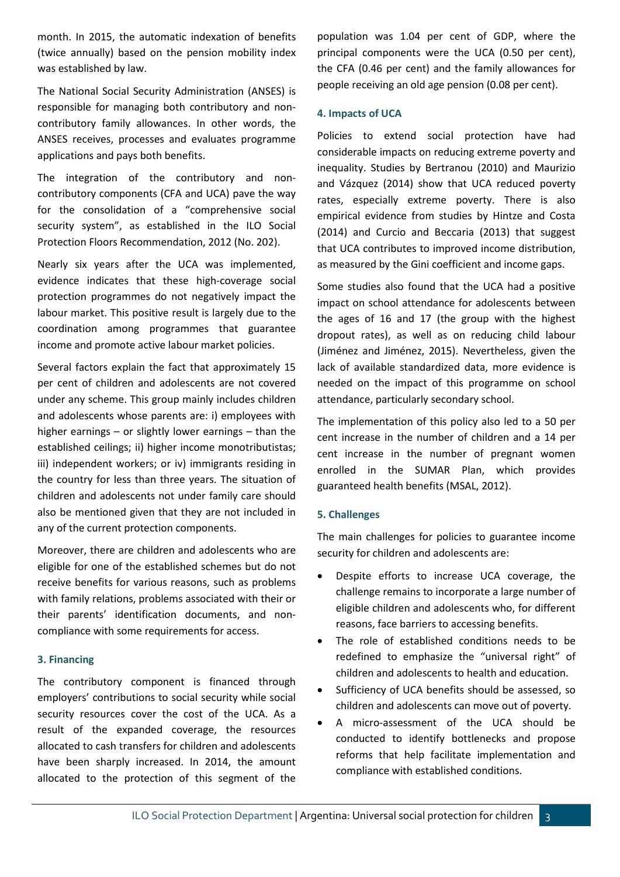month. In 2015, the automatic indexation of benefits (twice annually) based on the pension mobility index was established by law.

The National Social Security Administration (ANSES) is responsible for managing both contributory and non-contributory family allowances. In other words, the ANSES receives, processes and evaluates programme applications and pays both benefits.

The integration of the contributory and non-contributory components (CFA and UCA) pave the way for the consolidation of a "comprehensive social security system", as established in the ILO Social Protection Floors Recommendation, 2012 (No. 202).

Nearly six years after the UCA was implemented, evidence indicates that these high-coverage social protection programmes do not negatively impact the labour market. This positive result is largely due to the coordination among programmes that guarantee income and promote active labour market policies.

Several factors explain the fact that approximately 15 per cent of children and adolescents are not covered under any scheme. This group mainly includes children and adolescents whose parents are: i) employees with higher earnings – or slightly lower earnings – than the established ceilings; ii) higher income monotributistas; iii) independent workers; or iv) immigrants residing in the country for less than three years. The situation of children and adolescents not under family care should also be mentioned given that they are not included in any of the current protection components.

Moreover, there are children and adolescents who are eligible for one of the established schemes but do not receive benefits for various reasons, such as problems with family relations, problems associated with their or their parents' identification documents, and non-compliance with some requirements for access.

#### 3. Financing

The contributory component is financed through employers' contributions to social security while social security resources cover the cost of the UCA. As a result of the expanded coverage, the resources allocated to cash transfers for children and adolescents have been sharply increased. In 2014, the amount allocated to the protection of this segment of the population was 1.04 per cent of GDP, where the principal components were the UCA (0.50 per cent), the CFA (0.46 per cent) and the family allowances for people receiving an old age pension (0.08 per cent).

#### 4. Impacts of UCA

Policies to extend social protection have had considerable impacts on reducing extreme poverty and inequality. Studies by Bertranou (2010) and Maurizio and Vázquez (2014) show that UCA reduced poverty rates, especially extreme poverty. There is also empirical evidence from studies by Hintze and Costa (2014) and Curcio and Beccaria (2013) that suggest that UCA contributes to improved income distribution, as measured by the Gini coefficient and income gaps.

Some studies also found that the UCA had a positive impact on school attendance for adolescents between the ages of 16 and 17 (the group with the highest dropout rates), as well as on reducing child labour (Jiménez and Jiménez, 2015). Nevertheless, given the lack of available standardized data, more evidence is needed on the impact of this programme on school attendance, particularly secondary school.

The implementation of this policy also led to a 50 per cent increase in the number of children and a 14 per cent increase in the number of pregnant women enrolled in the SUMAR Plan, which provides guaranteed health benefits (MSAL, 2012).

#### 5. Challenges

The main challenges for policies to guarantee income security for children and adolescents are:

- Despite efforts to increase UCA coverage, the challenge remains to incorporate a large number of eligible children and adolescents who, for different reasons, face barriers to accessing benefits.
- The role of established conditions needs to be redefined to emphasize the "universal right" of children and adolescents to health and education.
- Sufficiency of UCA benefits should be assessed, so children and adolescents can move out of poverty.
- A micro-assessment of the UCA should be conducted to identify bottlenecks and propose reforms that help facilitate implementation and compliance with established conditions.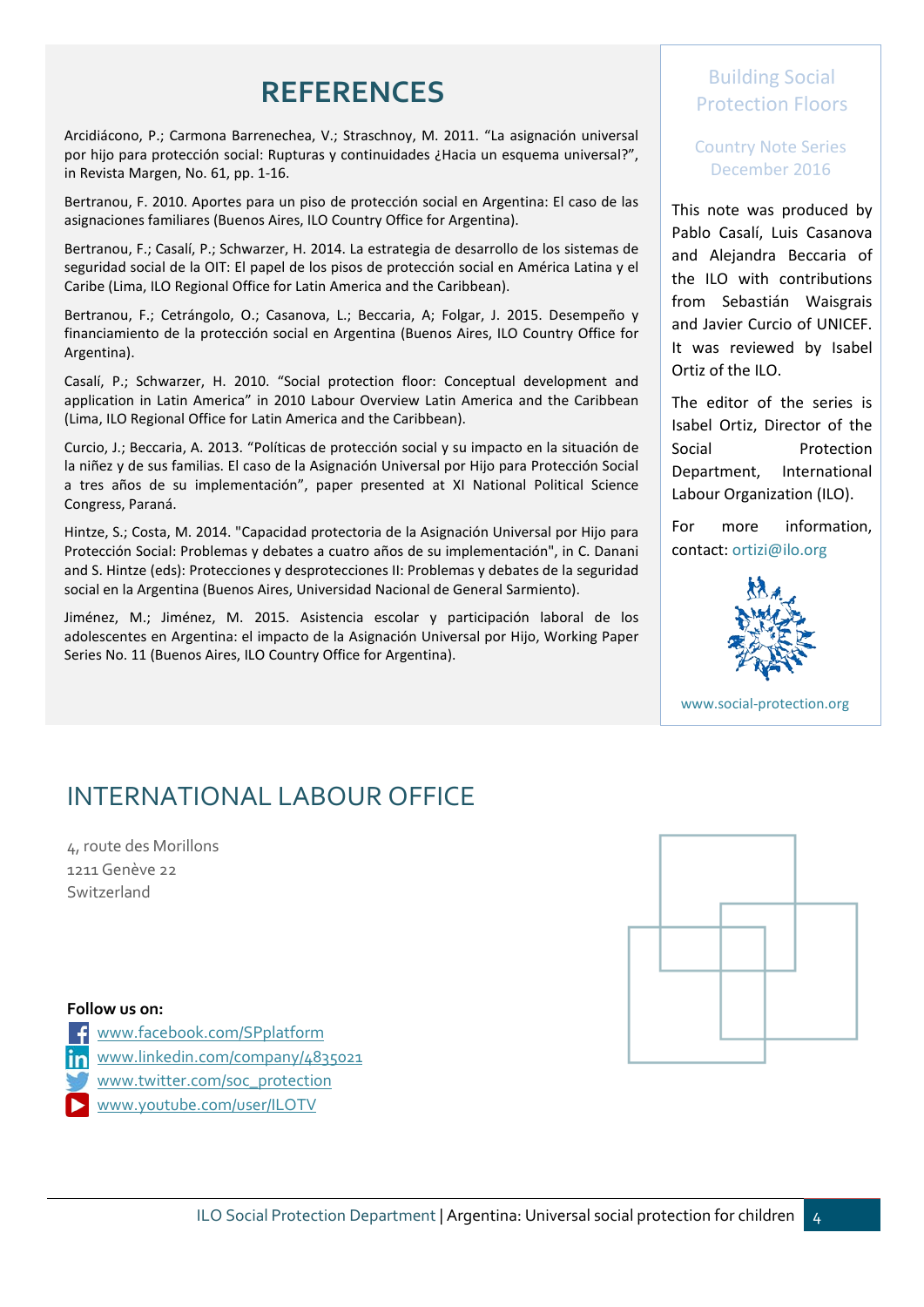# REFERENCES

Arcidiácono, P.; Carmona Barrenechea, V.; Straschnoy, M. 2011. “La asignación universal por hijo para protección social: Rupturas y continuidades ¿Hacia un esquema universal?”, in Revista Margen, No. 61, pp. 1-16.

Bertranou, F. 2010. Aportes para un piso de protección social en Argentina: El caso de las asignaciones familiares (Buenos Aires, ILO Country Office for Argentina).

Bertranou, F.; Casalí, P.; Schwarzer, H. 2014. La estrategia de desarrollo de los sistemas de seguridad social de la OIT: El papel de los pisos de protección social en América Latina y el Caribe (Lima, ILO Regional Office for Latin America and the Caribbean).

Bertranou, F.; Cetrángolo, O.; Casanova, L.; Beccaria, A; Folgar, J. 2015. Desempeño y financiamiento de la protección social en Argentina (Buenos Aires, ILO Country Office for Argentina).

Casalí, P.; Schwarzer, H. 2010. “Social protection floor: Conceptual development and application in Latin America” in 2010 Labour Overview Latin America and the Caribbean (Lima, ILO Regional Office for Latin America and the Caribbean).

Curcio, J.; Beccaria, A. 2013. “Políticas de protección social y su impacto en la situación de la niñez y de sus familias. El caso de la Asignación Universal por Hijo para Protección Social a tres años de su implementación”, paper presented at XI National Political Science Congress, Paraná.

Hintze, S.; Costa, M. 2014. "Capacidad protectoria de la Asignación Universal por Hijo para Protección Social: Problemas y debates a cuatro años de su implementación", in C. Danani and S. Hintze (eds): Protecciones y desprotecciones II: Problemas y debates de la seguridad social en la Argentina (Buenos Aires, Universidad Nacional de General Sarmiento).

Jiménez, M.; Jiménez, M. 2015. Asistencia escolar y participación laboral de los adolescentes en Argentina: el impacto de la Asignación Universal por Hijo, Working Paper Series No. 11 (Buenos Aires, ILO Country Office for Argentina).

Building Social Protection Floors

Country Note Series
December 2016

This note was produced by Pablo Casalí, Luis Casanova and Alejandra Beccaria of the ILO with contributions from Sebastián Waisgrais and Javier Curcio of UNICEF. It was reviewed by Isabel Ortiz of the ILO.

The editor of the series is Isabel Ortiz, Director of the Social Protection Department, International Labour Organization (ILO).

For more information, contact: ortizi@ilo.org

www.social-protection.org

## INTERNATIONAL LABOUR OFFICE

4, route des Morillons
1211 Genève 22
Switzerland

**Follow us on:**

www.facebook.com/SPplatform
www.linkedin.com/company/4835021
www.twitter.com/soc_protection
www.youtube.com/user/ILOTV